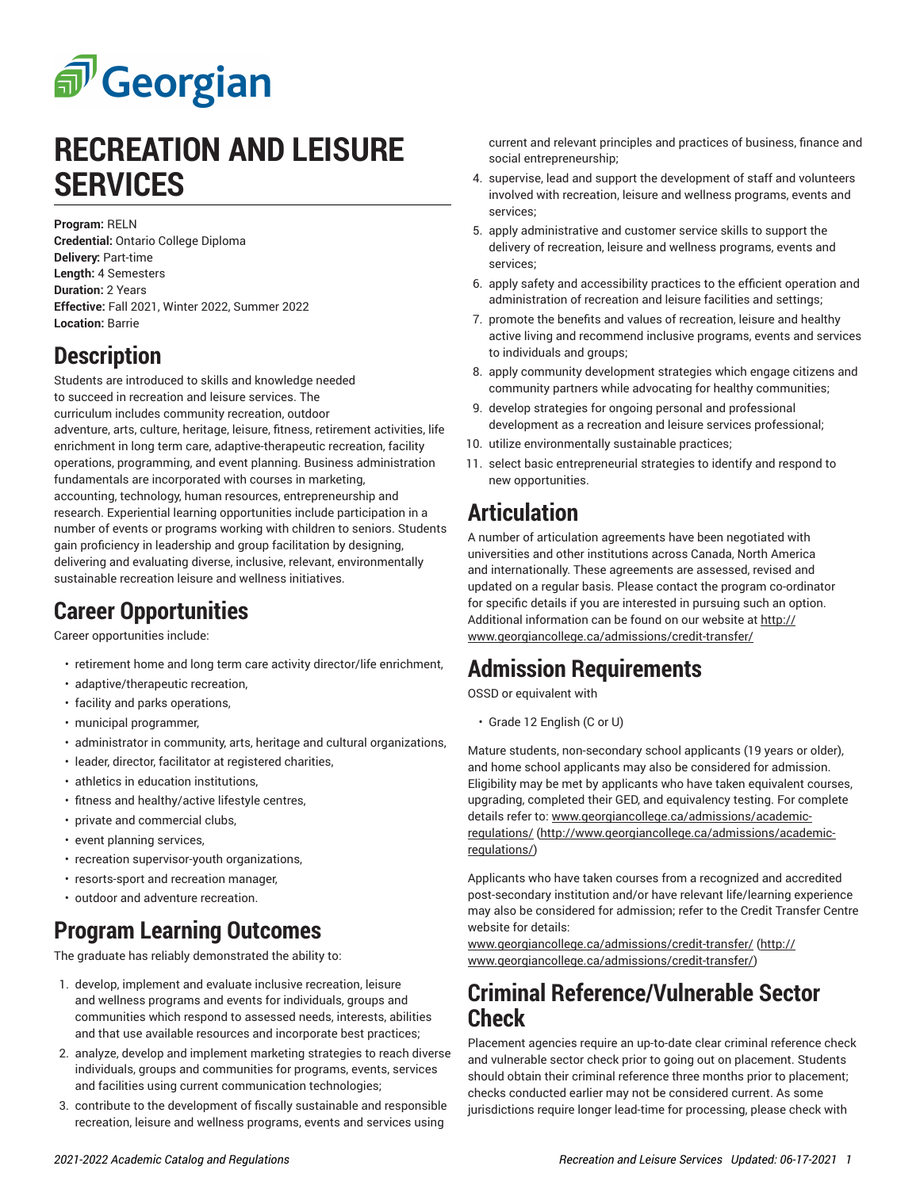# RECREATION AND LEISURE SERVICES

**Program:** RELN
**Credential:** Ontario College Diploma
**Delivery:** Part-time
**Length:** 4 Semesters
**Duration:** 2 Years
**Effective:** Fall 2021, Winter 2022, Summer 2022
**Location:** Barrie

## Description

Students are introduced to skills and knowledge needed to succeed in recreation and leisure services. The curriculum includes community recreation, outdoor adventure, arts, culture, heritage, leisure, fitness, retirement activities, life enrichment in long term care, adaptive-therapeutic recreation, facility operations, programming, and event planning. Business administration fundamentals are incorporated with courses in marketing, accounting, technology, human resources, entrepreneurship and research. Experiential learning opportunities include participation in a number of events or programs working with children to seniors. Students gain proficiency in leadership and group facilitation by designing, delivering and evaluating diverse, inclusive, relevant, environmentally sustainable recreation leisure and wellness initiatives.

## Career Opportunities

Career opportunities include:

- retirement home and long term care activity director/life enrichment,
- adaptive/therapeutic recreation,
- facility and parks operations,
- municipal programmer,
- administrator in community, arts, heritage and cultural organizations,
- leader, director, facilitator at registered charities,
- athletics in education institutions,
- fitness and healthy/active lifestyle centres,
- private and commercial clubs,
- event planning services,
- recreation supervisor-youth organizations,
- resorts-sport and recreation manager,
- outdoor and adventure recreation.

## Program Learning Outcomes

The graduate has reliably demonstrated the ability to:

1. develop, implement and evaluate inclusive recreation, leisure and wellness programs and events for individuals, groups and communities which respond to assessed needs, interests, abilities and that use available resources and incorporate best practices;
2. analyze, develop and implement marketing strategies to reach diverse individuals, groups and communities for programs, events, services and facilities using current communication technologies;
3. contribute to the development of fiscally sustainable and responsible recreation, leisure and wellness programs, events and services using current and relevant principles and practices of business, finance and social entrepreneurship;
4. supervise, lead and support the development of staff and volunteers involved with recreation, leisure and wellness programs, events and services;
5. apply administrative and customer service skills to support the delivery of recreation, leisure and wellness programs, events and services;
6. apply safety and accessibility practices to the efficient operation and administration of recreation and leisure facilities and settings;
7. promote the benefits and values of recreation, leisure and healthy active living and recommend inclusive programs, events and services to individuals and groups;
8. apply community development strategies which engage citizens and community partners while advocating for healthy communities;
9. develop strategies for ongoing personal and professional development as a recreation and leisure services professional;
10. utilize environmentally sustainable practices;
11. select basic entrepreneurial strategies to identify and respond to new opportunities.

## Articulation

A number of articulation agreements have been negotiated with universities and other institutions across Canada, North America and internationally. These agreements are assessed, revised and updated on a regular basis. Please contact the program co-ordinator for specific details if you are interested in pursuing such an option. Additional information can be found on our website at http://www.georgiancollege.ca/admissions/credit-transfer/

## Admission Requirements

OSSD or equivalent with

- Grade 12 English (C or U)

Mature students, non-secondary school applicants (19 years or older), and home school applicants may also be considered for admission. Eligibility may be met by applicants who have taken equivalent courses, upgrading, completed their GED, and equivalency testing. For complete details refer to: www.georgiancollege.ca/admissions/academic-regulations/ (http://www.georgiancollege.ca/admissions/academic-regulations/)

Applicants who have taken courses from a recognized and accredited post-secondary institution and/or have relevant life/learning experience may also be considered for admission; refer to the Credit Transfer Centre website for details:
www.georgiancollege.ca/admissions/credit-transfer/ (http://www.georgiancollege.ca/admissions/credit-transfer/)

## Criminal Reference/Vulnerable Sector Check

Placement agencies require an up-to-date clear criminal reference check and vulnerable sector check prior to going out on placement. Students should obtain their criminal reference three months prior to placement; checks conducted earlier may not be considered current. As some jurisdictions require longer lead-time for processing, please check with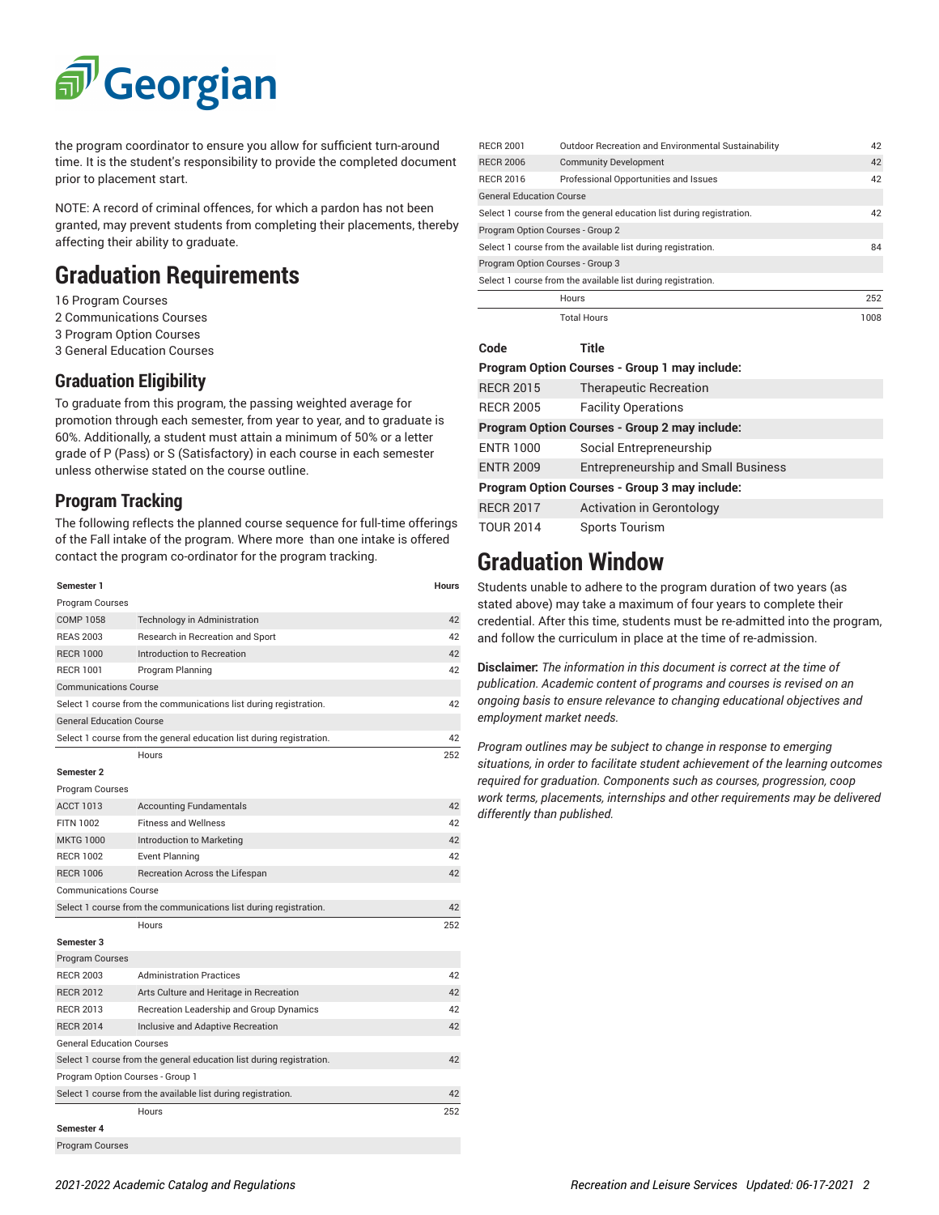the program coordinator to ensure you allow for sufficient turn-around time. It is the student's responsibility to provide the completed document prior to placement start.

NOTE: A record of criminal offences, for which a pardon has not been granted, may prevent students from completing their placements, thereby affecting their ability to graduate.

# Graduation Requirements

16 Program Courses
2 Communications Courses
3 Program Option Courses
3 General Education Courses

## Graduation Eligibility

To graduate from this program, the passing weighted average for promotion through each semester, from year to year, and to graduate is 60%. Additionally, a student must attain a minimum of 50% or a letter grade of P (Pass) or S (Satisfactory) in each course in each semester unless otherwise stated on the course outline.

## Program Tracking

The following reflects the planned course sequence for full-time offerings of the Fall intake of the program. Where more than one intake is offered contact the program co-ordinator for the program tracking.

| Semester 1 | | Hours |
|---|---|---|
| Program Courses | | |
| COMP 1058 | Technology in Administration | 42 |
| REAS 2003 | Research in Recreation and Sport | 42 |
| RECR 1000 | Introduction to Recreation | 42 |
| RECR 1001 | Program Planning | 42 |
| Communications Course | | |
| Select 1 course from the communications list during registration. | | 42 |
| General Education Course | | |
| Select 1 course from the general education list during registration. | | 42 |
| | Hours | 252 |
| **Semester 2** | | |
| Program Courses | | |
| ACCT 1013 | Accounting Fundamentals | 42 |
| FITN 1002 | Fitness and Wellness | 42 |
| MKTG 1000 | Introduction to Marketing | 42 |
| RECR 1002 | Event Planning | 42 |
| RECR 1006 | Recreation Across the Lifespan | 42 |
| Communications Course | | |
| Select 1 course from the communications list during registration. | | 42 |
| | Hours | 252 |
| **Semester 3** | | |
| Program Courses | | |
| RECR 2003 | Administration Practices | 42 |
| RECR 2012 | Arts Culture and Heritage in Recreation | 42 |
| RECR 2013 | Recreation Leadership and Group Dynamics | 42 |
| RECR 2014 | Inclusive and Adaptive Recreation | 42 |
| General Education Courses | | |
| Select 1 course from the general education list during registration. | | 42 |
| Program Option Courses - Group 1 | | |
| Select 1 course from the available list during registration. | | 42 |
| | Hours | 252 |
| **Semester 4** | | |
| Program Courses | | |
| RECR 2001 | Outdoor Recreation and Environmental Sustainability | 42 |
| RECR 2006 | Community Development | 42 |
| RECR 2016 | Professional Opportunities and Issues | 42 |
| General Education Course | | |
| Select 1 course from the general education list during registration. | | 42 |
| Program Option Courses - Group 2 | | |
| Select 1 course from the available list during registration. | | 84 |
| Program Option Courses - Group 3 | | |
| Select 1 course from the available list during registration. | | |
| | Hours | 252 |
| | Total Hours | 1008 |

| Code | Title |
|---|---|
| **Program Option Courses - Group 1 may include:** | |
| RECR 2015 | Therapeutic Recreation |
| RECR 2005 | Facility Operations |
| **Program Option Courses - Group 2 may include:** | |
| ENTR 1000 | Social Entrepreneurship |
| ENTR 2009 | Entrepreneurship and Small Business |
| **Program Option Courses - Group 3 may include:** | |
| RECR 2017 | Activation in Gerontology |
| TOUR 2014 | Sports Tourism |

# Graduation Window

Students unable to adhere to the program duration of two years (as stated above) may take a maximum of four years to complete their credential. After this time, students must be re-admitted into the program, and follow the curriculum in place at the time of re-admission.

**Disclaimer:** *The information in this document is correct at the time of publication. Academic content of programs and courses is revised on an ongoing basis to ensure relevance to changing educational objectives and employment market needs.*

*Program outlines may be subject to change in response to emerging situations, in order to facilitate student achievement of the learning outcomes required for graduation. Components such as courses, progression, coop work terms, placements, internships and other requirements may be delivered differently than published.*